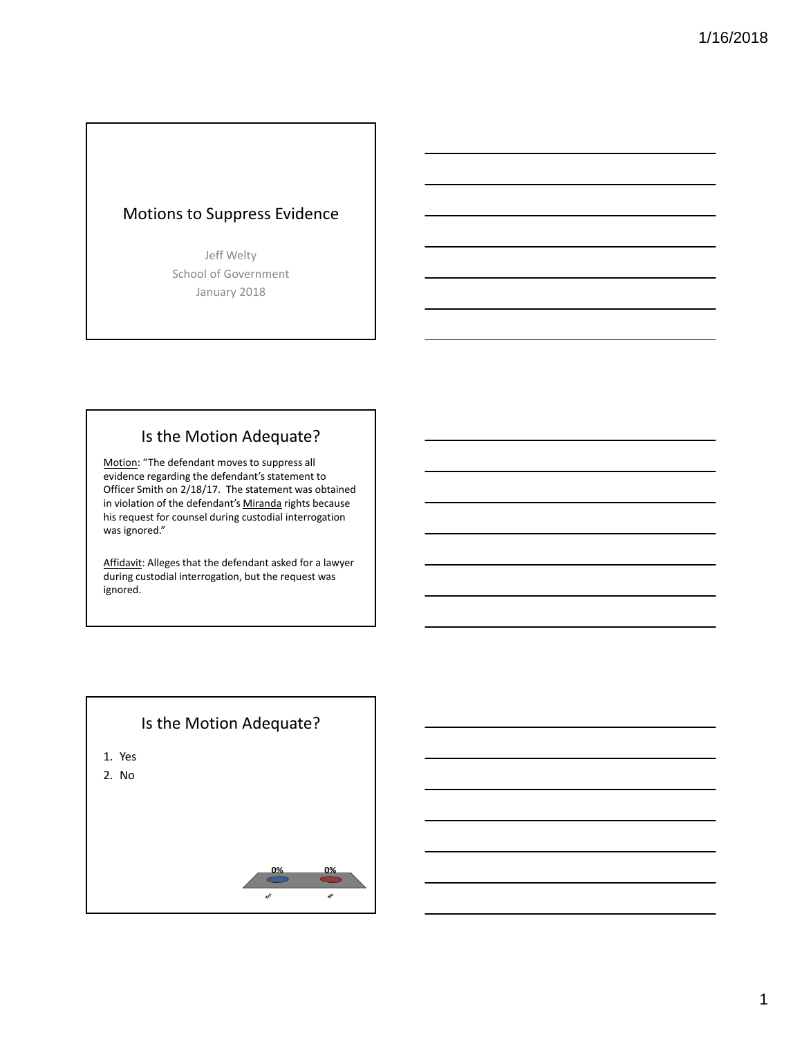# Motions to Suppress Evidence

Jeff Welty
School of Government
January 2018

## Is the Motion Adequate?

Motion: "The defendant moves to suppress all evidence regarding the defendant's statement to Officer Smith on 2/18/17. The statement was obtained in violation of the defendant's Miranda rights because his request for counsel during custodial interrogation was ignored."

Affidavit: Alleges that the defendant asked for a lawyer during custodial interrogation, but the request was ignored.

## Is the Motion Adequate?

1. Yes
2. No

0% 0%

Yes No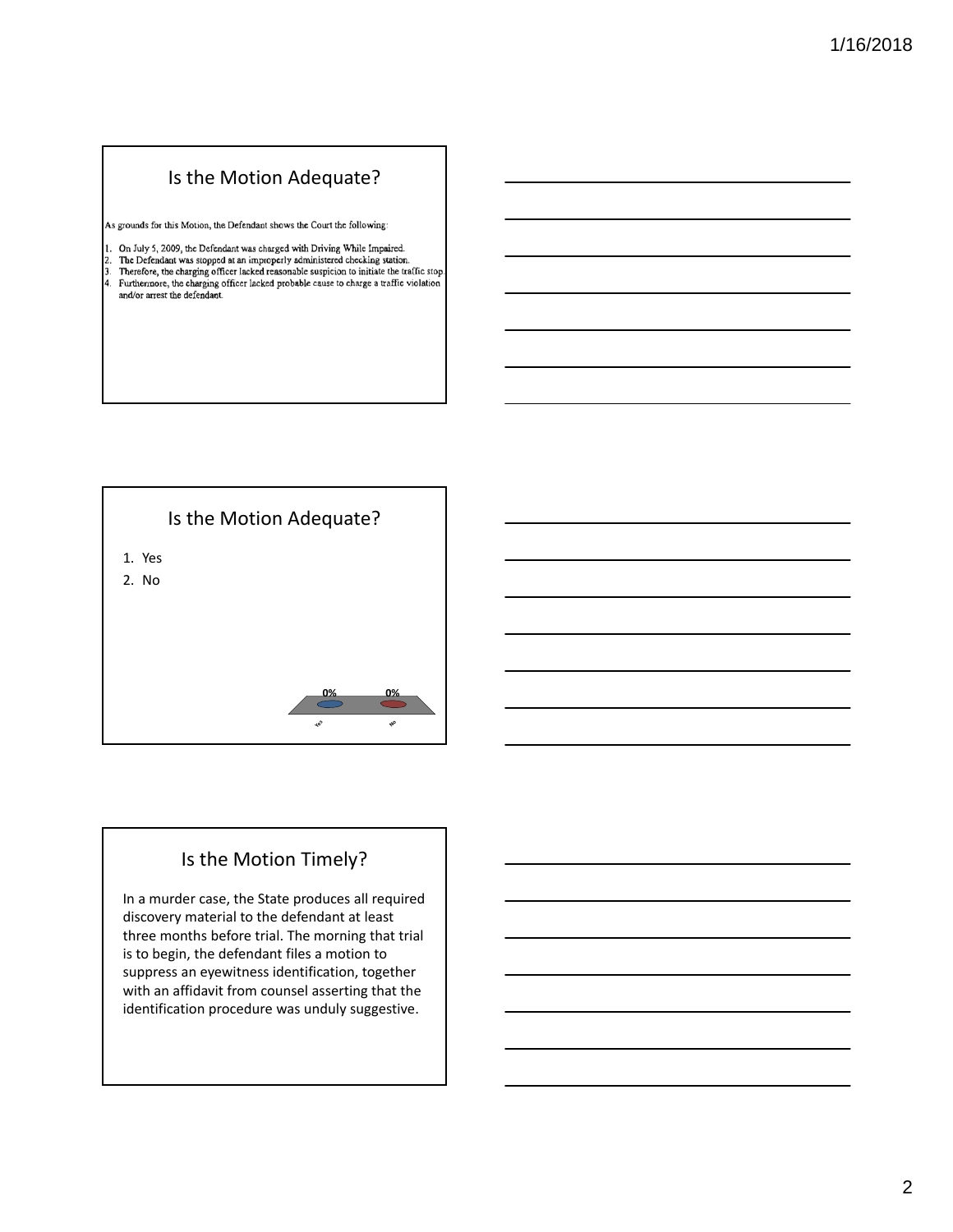## Is the Motion Adequate?

As grounds for this Motion, the Defendant shows the Court the following:

1. On July 5, 2009, the Defendant was charged with Driving While Impaired.
2. The Defendant was stopped at an improperly administered checking station.
3. Therefore, the charging officer lacked reasonable suspicion to initiate the traffic stop.
4. Furthermore, the charging officer lacked probable cause to charge a traffic violation and/or arrest the defendant.

## Is the Motion Adequate?

1. Yes
2. No

| Yes | No |
| --- | --- |
| 0% | 0% |

## Is the Motion Timely?

In a murder case, the State produces all required discovery material to the defendant at least three months before trial. The morning that trial is to begin, the defendant files a motion to suppress an eyewitness identification, together with an affidavit from counsel asserting that the identification procedure was unduly suggestive.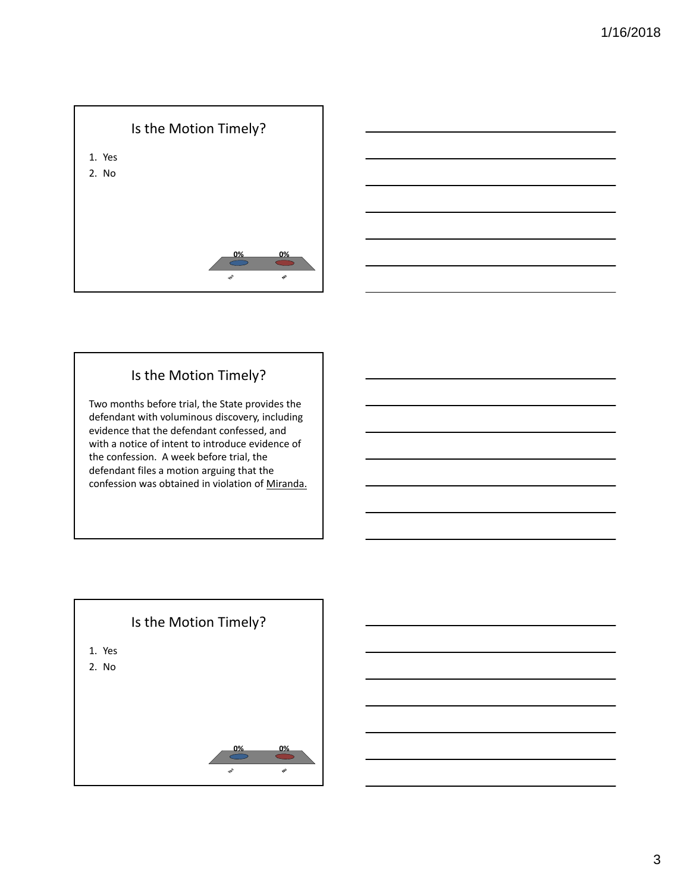## Is the Motion Timely?

1. Yes
2. No

0% 0%

Yes No

## Is the Motion Timely?

Two months before trial, the State provides the defendant with voluminous discovery, including evidence that the defendant confessed, and with a notice of intent to introduce evidence of the confession. A week before trial, the defendant files a motion arguing that the confession was obtained in violation of Miranda.

## Is the Motion Timely?

1. Yes
2. No

0% 0%

Yes No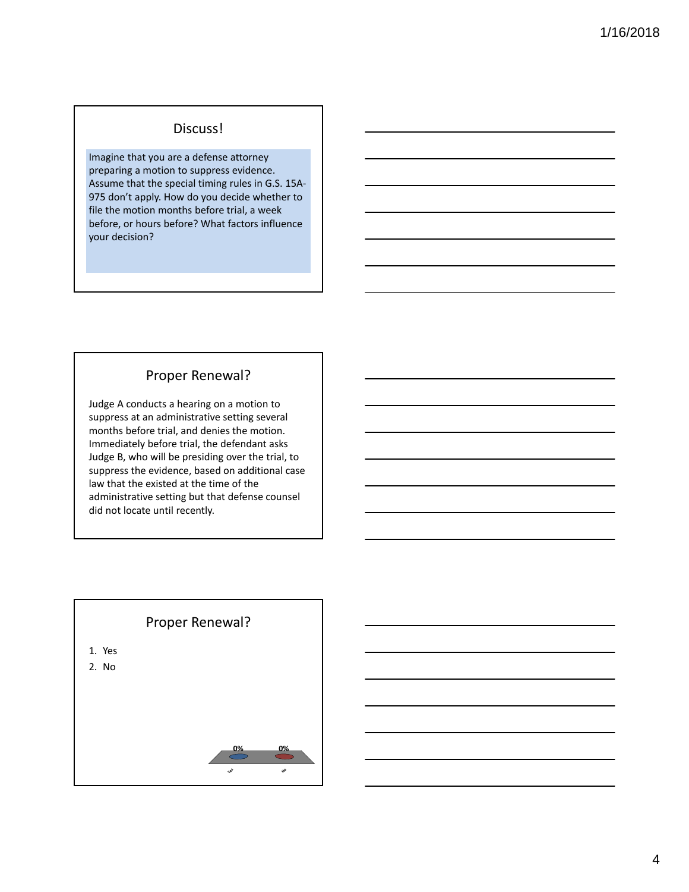## Discuss!

Imagine that you are a defense attorney preparing a motion to suppress evidence. Assume that the special timing rules in G.S. 15A-975 don't apply. How do you decide whether to file the motion months before trial, a week before, or hours before? What factors influence your decision?

## Proper Renewal?

Judge A conducts a hearing on a motion to suppress at an administrative setting several months before trial, and denies the motion. Immediately before trial, the defendant asks Judge B, who will be presiding over the trial, to suppress the evidence, based on additional case law that the existed at the time of the administrative setting but that defense counsel did not locate until recently.

## Proper Renewal?

1. Yes
2. No

0% 0%

Yes No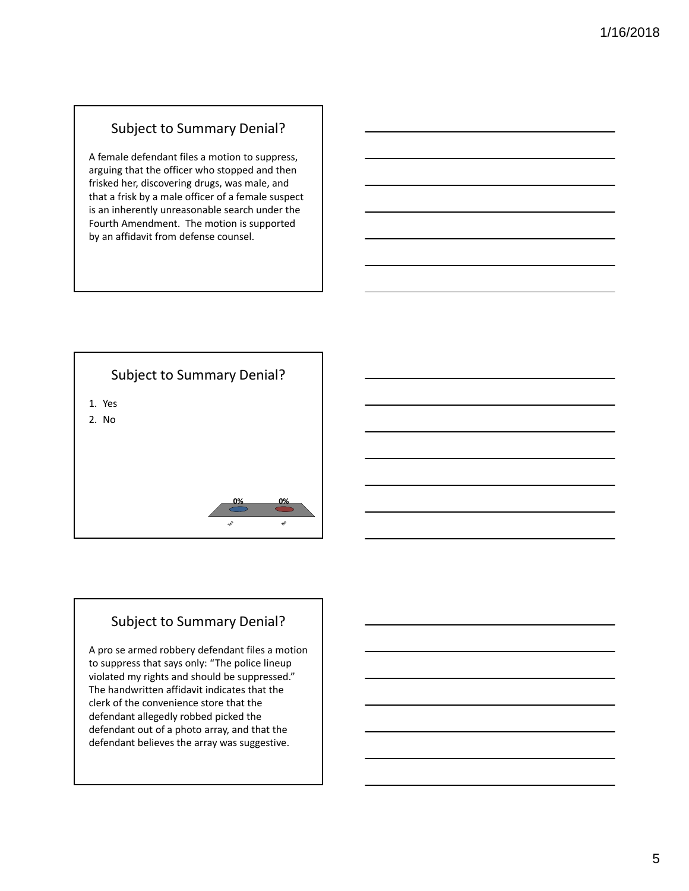## Subject to Summary Denial?

A female defendant files a motion to suppress, arguing that the officer who stopped and then frisked her, discovering drugs, was male, and that a frisk by a male officer of a female suspect is an inherently unreasonable search under the Fourth Amendment. The motion is supported by an affidavit from defense counsel.

## Subject to Summary Denial?

1. Yes
2. No

0% 0%

Yes No

## Subject to Summary Denial?

A pro se armed robbery defendant files a motion to suppress that says only: "The police lineup violated my rights and should be suppressed." The handwritten affidavit indicates that the clerk of the convenience store that the defendant allegedly robbed picked the defendant out of a photo array, and that the defendant believes the array was suggestive.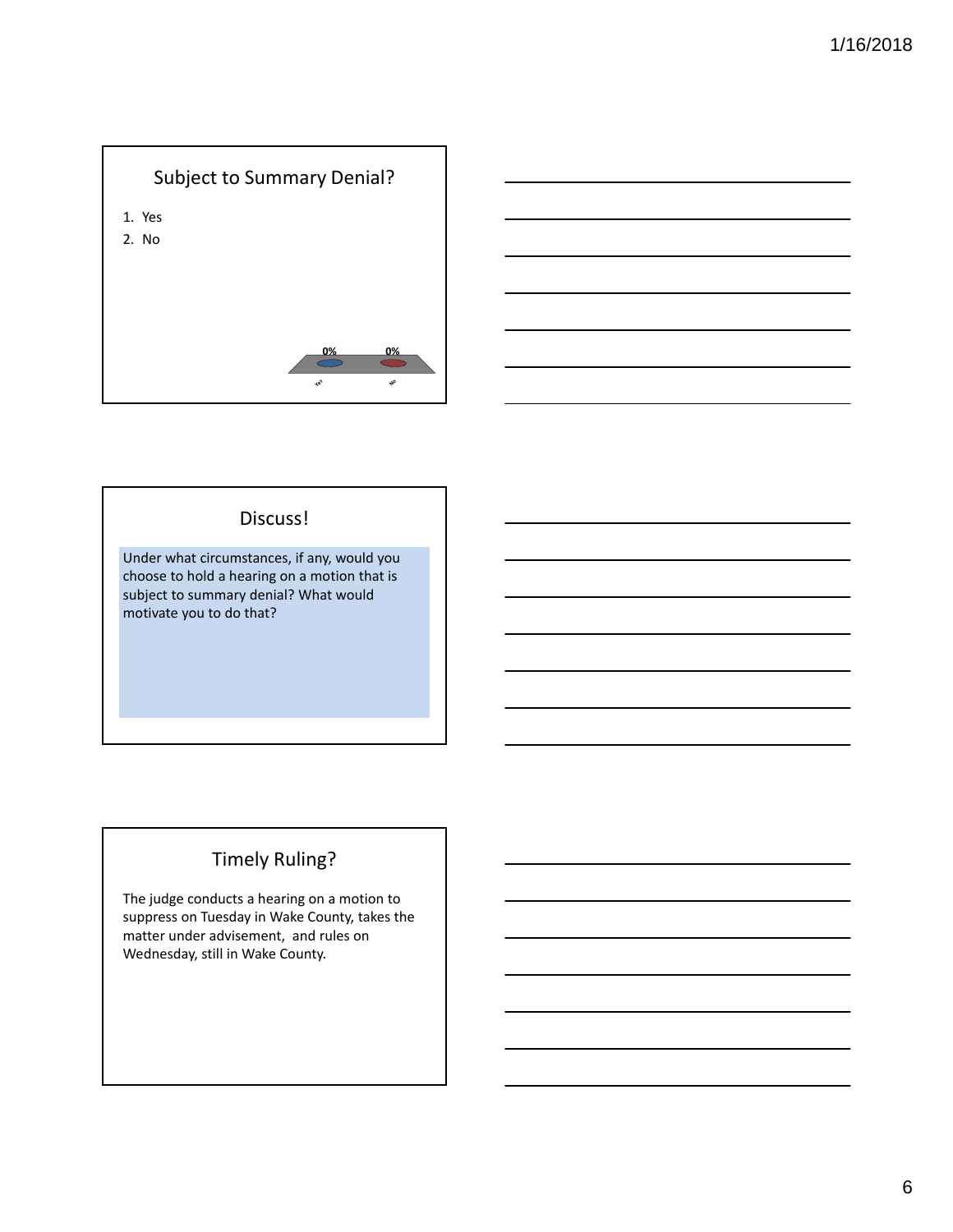## Subject to Summary Denial?

1. Yes
2. No

0% 0%

Yes No

## Discuss!

Under what circumstances, if any, would you choose to hold a hearing on a motion that is subject to summary denial? What would motivate you to do that?

## Timely Ruling?

The judge conducts a hearing on a motion to suppress on Tuesday in Wake County, takes the matter under advisement, and rules on Wednesday, still in Wake County.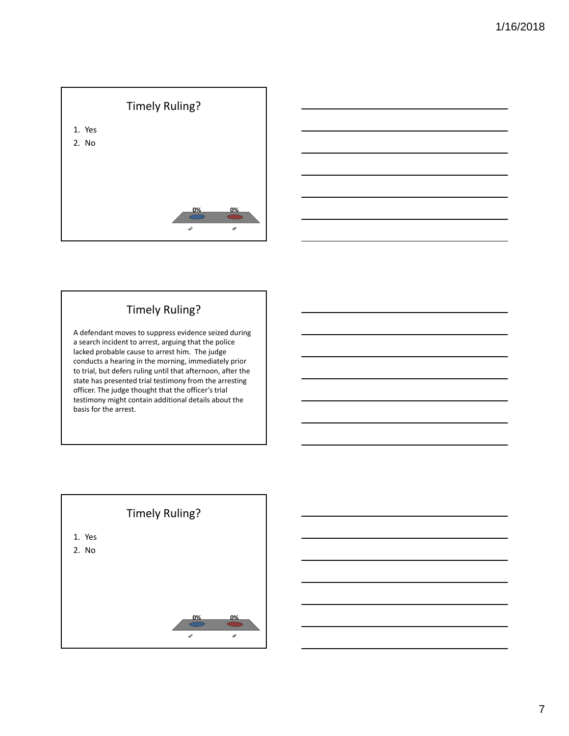## Timely Ruling?

1. Yes
2. No

0% 0%

Yes No

## Timely Ruling?

A defendant moves to suppress evidence seized during a search incident to arrest, arguing that the police lacked probable cause to arrest him. The judge conducts a hearing in the morning, immediately prior to trial, but defers ruling until that afternoon, after the state has presented trial testimony from the arresting officer. The judge thought that the officer's trial testimony might contain additional details about the basis for the arrest.

## Timely Ruling?

1. Yes
2. No

0% 0%

Yes No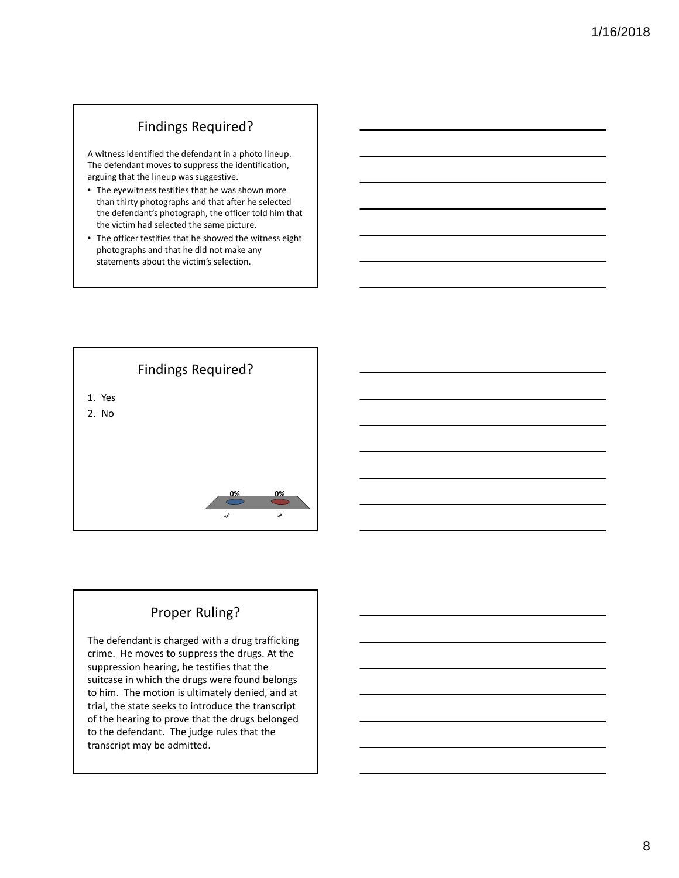## Findings Required?

A witness identified the defendant in a photo lineup. The defendant moves to suppress the identification, arguing that the lineup was suggestive.

- The eyewitness testifies that he was shown more than thirty photographs and that after he selected the defendant's photograph, the officer told him that the victim had selected the same picture.
- The officer testifies that he showed the witness eight photographs and that he did not make any statements about the victim's selection.

## Findings Required?

1. Yes
2. No

| Yes | No |
|---|---|
| 0% | 0% |

## Proper Ruling?

The defendant is charged with a drug trafficking crime. He moves to suppress the drugs. At the suppression hearing, he testifies that the suitcase in which the drugs were found belongs to him. The motion is ultimately denied, and at trial, the state seeks to introduce the transcript of the hearing to prove that the drugs belonged to the defendant. The judge rules that the transcript may be admitted.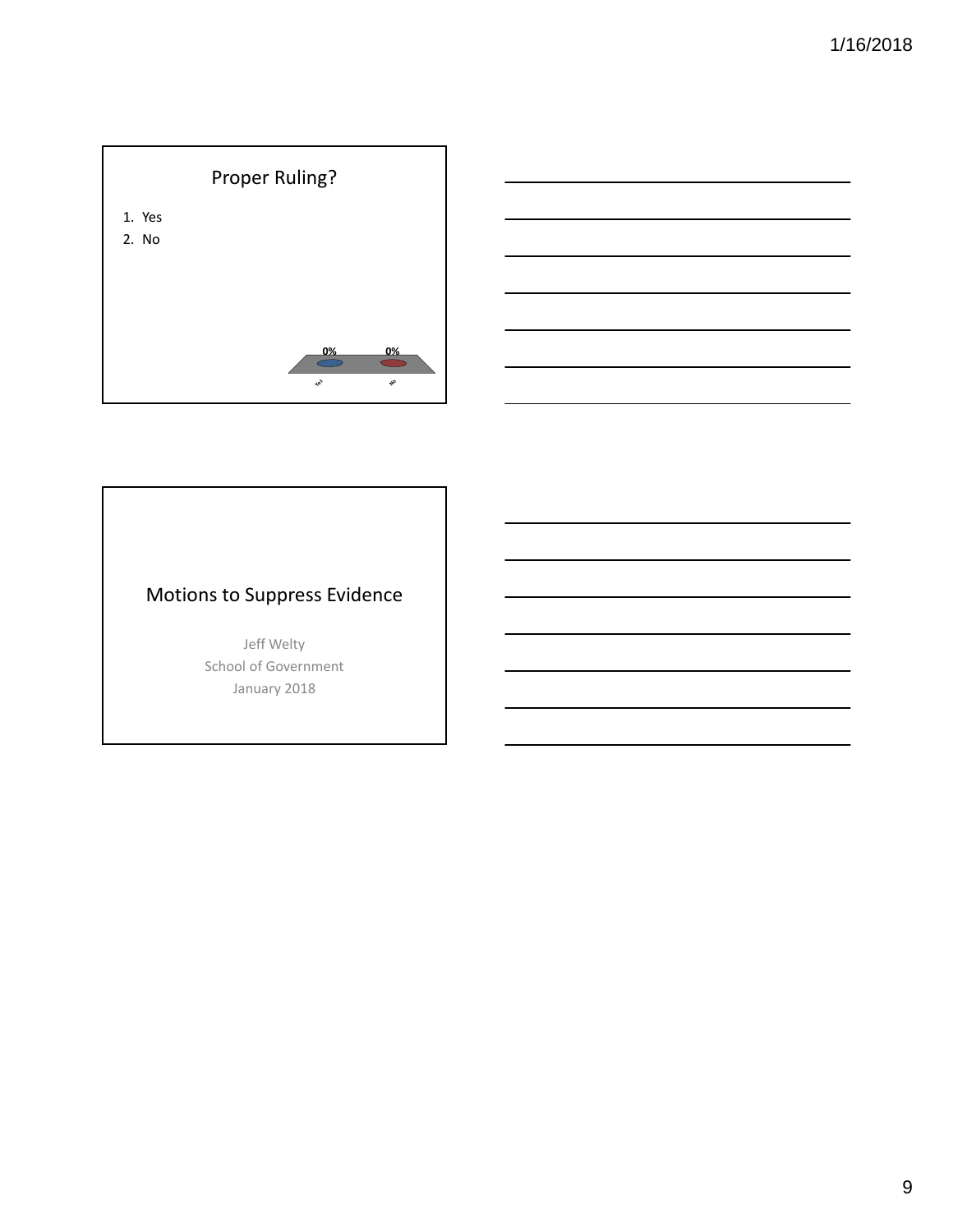## Proper Ruling?

1. Yes
2. No

0% 0%

Yes No

# Motions to Suppress Evidence

Jeff Welty
School of Government
January 2018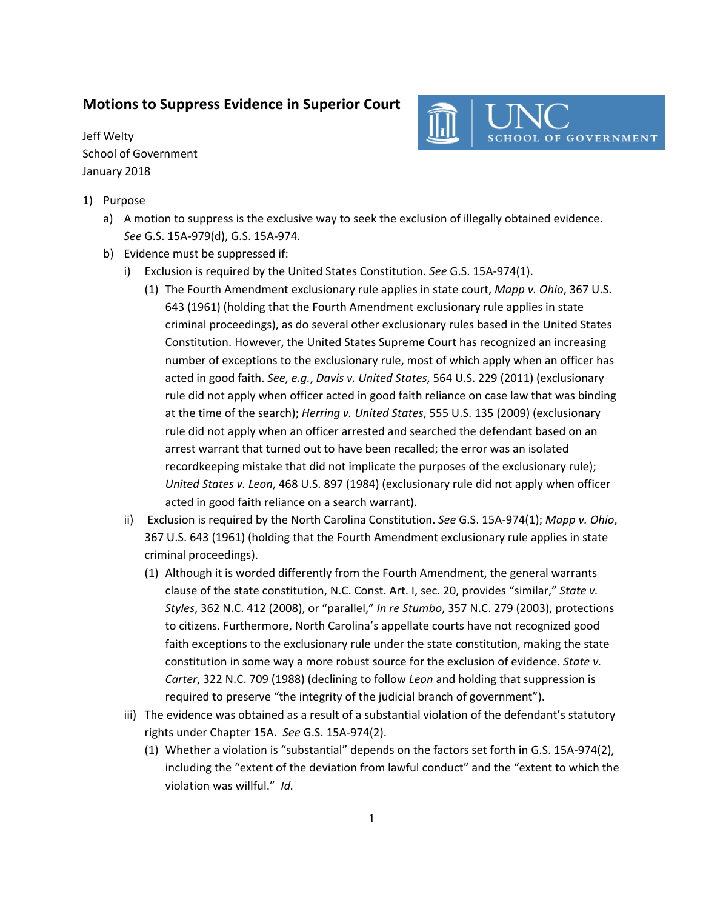# Motions to Suppress Evidence in Superior Court

Jeff Welty
School of Government
January 2018

1) Purpose
   a) A motion to suppress is the exclusive way to seek the exclusion of illegally obtained evidence. *See* G.S. 15A-979(d), G.S. 15A-974.
   b) Evidence must be suppressed if:
      i) Exclusion is required by the United States Constitution. *See* G.S. 15A-974(1).
         (1) The Fourth Amendment exclusionary rule applies in state court, *Mapp v. Ohio*, 367 U.S. 643 (1961) (holding that the Fourth Amendment exclusionary rule applies in state criminal proceedings), as do several other exclusionary rules based in the United States Constitution. However, the United States Supreme Court has recognized an increasing number of exceptions to the exclusionary rule, most of which apply when an officer has acted in good faith. *See*, *e.g.*, *Davis v. United States*, 564 U.S. 229 (2011) (exclusionary rule did not apply when officer acted in good faith reliance on case law that was binding at the time of the search); *Herring v. United States*, 555 U.S. 135 (2009) (exclusionary rule did not apply when an officer arrested and searched the defendant based on an arrest warrant that turned out to have been recalled; the error was an isolated recordkeeping mistake that did not implicate the purposes of the exclusionary rule); *United States v. Leon*, 468 U.S. 897 (1984) (exclusionary rule did not apply when officer acted in good faith reliance on a search warrant).
      ii) Exclusion is required by the North Carolina Constitution. *See* G.S. 15A-974(1); *Mapp v. Ohio*, 367 U.S. 643 (1961) (holding that the Fourth Amendment exclusionary rule applies in state criminal proceedings).
         (1) Although it is worded differently from the Fourth Amendment, the general warrants clause of the state constitution, N.C. Const. Art. I, sec. 20, provides "similar," *State v. Styles*, 362 N.C. 412 (2008), or "parallel," *In re Stumbo*, 357 N.C. 279 (2003), protections to citizens. Furthermore, North Carolina's appellate courts have not recognized good faith exceptions to the exclusionary rule under the state constitution, making the state constitution in some way a more robust source for the exclusion of evidence. *State v. Carter*, 322 N.C. 709 (1988) (declining to follow *Leon* and holding that suppression is required to preserve "the integrity of the judicial branch of government").
      iii) The evidence was obtained as a result of a substantial violation of the defendant's statutory rights under Chapter 15A. *See* G.S. 15A-974(2).
         (1) Whether a violation is "substantial" depends on the factors set forth in G.S. 15A-974(2), including the "extent of the deviation from lawful conduct" and the "extent to which the violation was willful." *Id.*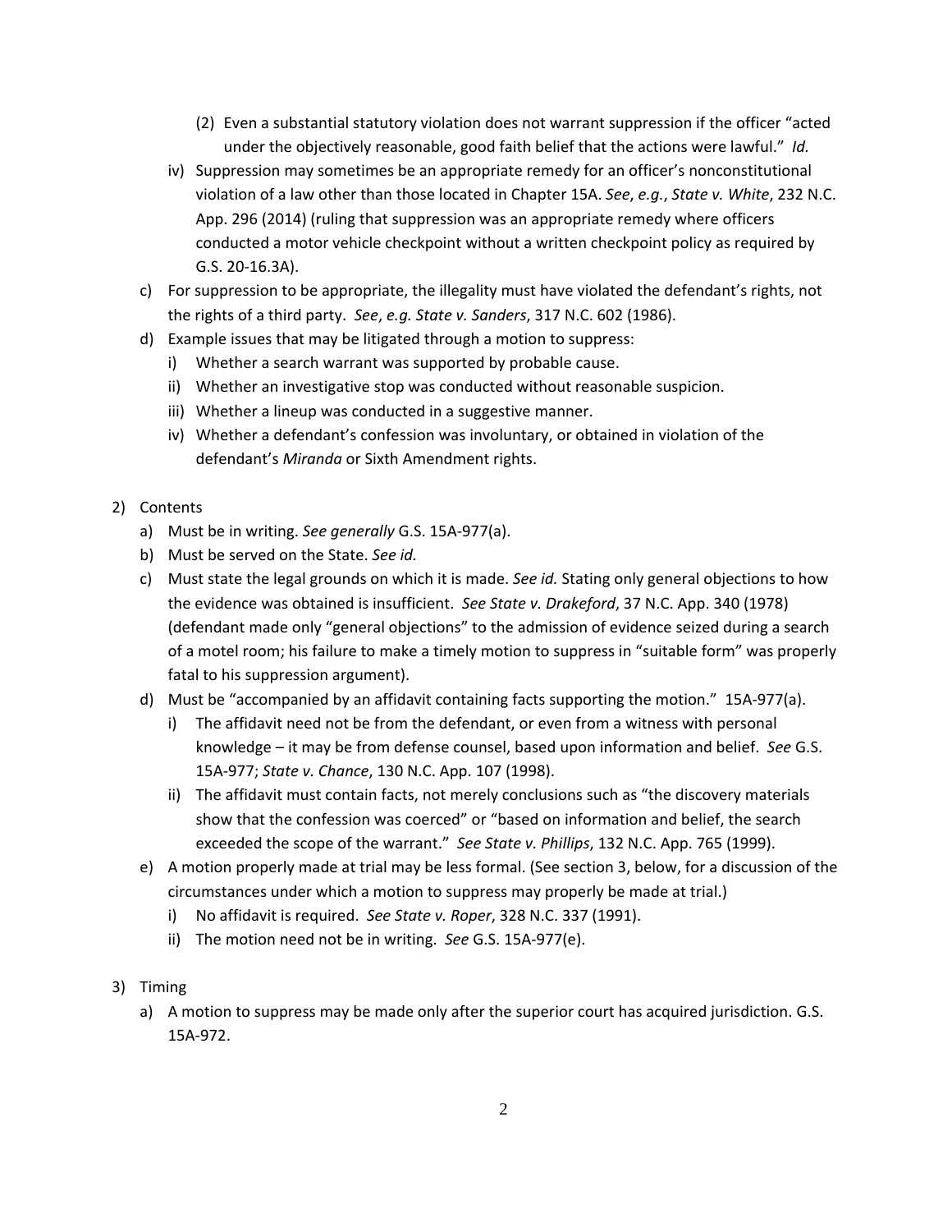(2) Even a substantial statutory violation does not warrant suppression if the officer "acted under the objectively reasonable, good faith belief that the actions were lawful." *Id.*

  iv) Suppression may sometimes be an appropriate remedy for an officer's nonconstitutional violation of a law other than those located in Chapter 15A. *See*, *e.g.*, *State v. White*, 232 N.C. App. 296 (2014) (ruling that suppression was an appropriate remedy where officers conducted a motor vehicle checkpoint without a written checkpoint policy as required by G.S. 20-16.3A).

c) For suppression to be appropriate, the illegality must have violated the defendant's rights, not the rights of a third party. *See*, *e.g. State v. Sanders*, 317 N.C. 602 (1986).

d) Example issues that may be litigated through a motion to suppress:
  i) Whether a search warrant was supported by probable cause.
  ii) Whether an investigative stop was conducted without reasonable suspicion.
  iii) Whether a lineup was conducted in a suggestive manner.
  iv) Whether a defendant's confession was involuntary, or obtained in violation of the defendant's *Miranda* or Sixth Amendment rights.

2) Contents
  a) Must be in writing. *See generally* G.S. 15A-977(a).
  b) Must be served on the State. *See id.*
  c) Must state the legal grounds on which it is made. *See id.* Stating only general objections to how the evidence was obtained is insufficient. *See State v. Drakeford*, 37 N.C. App. 340 (1978) (defendant made only "general objections" to the admission of evidence seized during a search of a motel room; his failure to make a timely motion to suppress in "suitable form" was properly fatal to his suppression argument).
  d) Must be "accompanied by an affidavit containing facts supporting the motion." 15A-977(a).
    i) The affidavit need not be from the defendant, or even from a witness with personal knowledge – it may be from defense counsel, based upon information and belief. *See* G.S. 15A-977; *State v. Chance*, 130 N.C. App. 107 (1998).
    ii) The affidavit must contain facts, not merely conclusions such as "the discovery materials show that the confession was coerced" or "based on information and belief, the search exceeded the scope of the warrant." *See State v. Phillips*, 132 N.C. App. 765 (1999).
  e) A motion properly made at trial may be less formal. (See section 3, below, for a discussion of the circumstances under which a motion to suppress may properly be made at trial.)
    i) No affidavit is required. *See State v. Roper*, 328 N.C. 337 (1991).
    ii) The motion need not be in writing. *See* G.S. 15A-977(e).

3) Timing
  a) A motion to suppress may be made only after the superior court has acquired jurisdiction. G.S. 15A-972.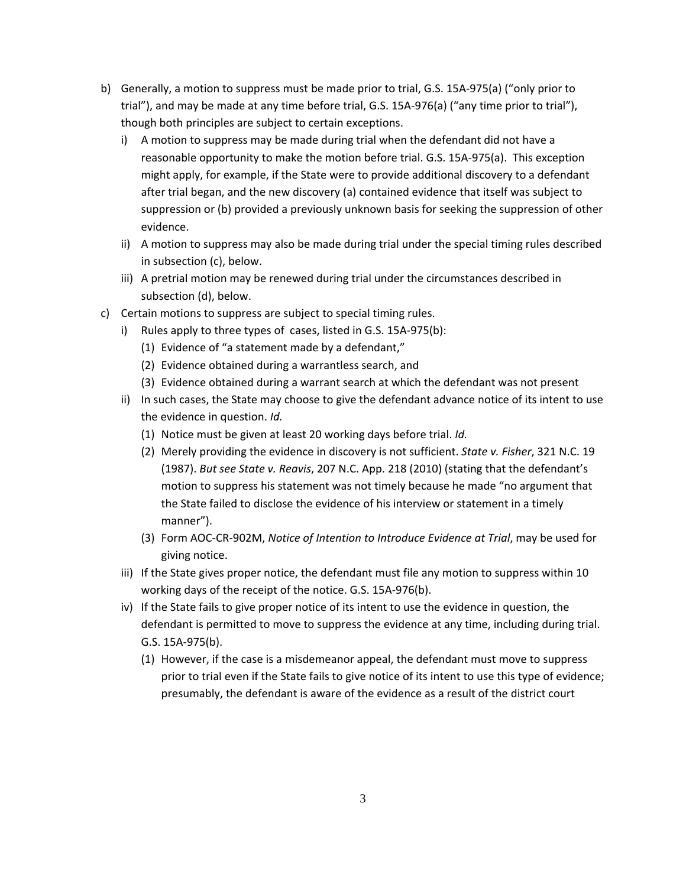b) Generally, a motion to suppress must be made prior to trial, G.S. 15A-975(a) ("only prior to trial"), and may be made at any time before trial, G.S. 15A-976(a) ("any time prior to trial"), though both principles are subject to certain exceptions.
   i) A motion to suppress may be made during trial when the defendant did not have a reasonable opportunity to make the motion before trial. G.S. 15A-975(a). This exception might apply, for example, if the State were to provide additional discovery to a defendant after trial began, and the new discovery (a) contained evidence that itself was subject to suppression or (b) provided a previously unknown basis for seeking the suppression of other evidence.
   ii) A motion to suppress may also be made during trial under the special timing rules described in subsection (c), below.
   iii) A pretrial motion may be renewed during trial under the circumstances described in subsection (d), below.
c) Certain motions to suppress are subject to special timing rules.
   i) Rules apply to three types of cases, listed in G.S. 15A-975(b):
      (1) Evidence of "a statement made by a defendant,"
      (2) Evidence obtained during a warrantless search, and
      (3) Evidence obtained during a warrant search at which the defendant was not present
   ii) In such cases, the State may choose to give the defendant advance notice of its intent to use the evidence in question. *Id.*
      (1) Notice must be given at least 20 working days before trial. *Id.*
      (2) Merely providing the evidence in discovery is not sufficient. *State v. Fisher*, 321 N.C. 19 (1987). *But see State v. Reavis*, 207 N.C. App. 218 (2010) (stating that the defendant's motion to suppress his statement was not timely because he made "no argument that the State failed to disclose the evidence of his interview or statement in a timely manner").
      (3) Form AOC-CR-902M, *Notice of Intention to Introduce Evidence at Trial*, may be used for giving notice.
   iii) If the State gives proper notice, the defendant must file any motion to suppress within 10 working days of the receipt of the notice. G.S. 15A-976(b).
   iv) If the State fails to give proper notice of its intent to use the evidence in question, the defendant is permitted to move to suppress the evidence at any time, including during trial. G.S. 15A-975(b).
      (1) However, if the case is a misdemeanor appeal, the defendant must move to suppress prior to trial even if the State fails to give notice of its intent to use this type of evidence; presumably, the defendant is aware of the evidence as a result of the district court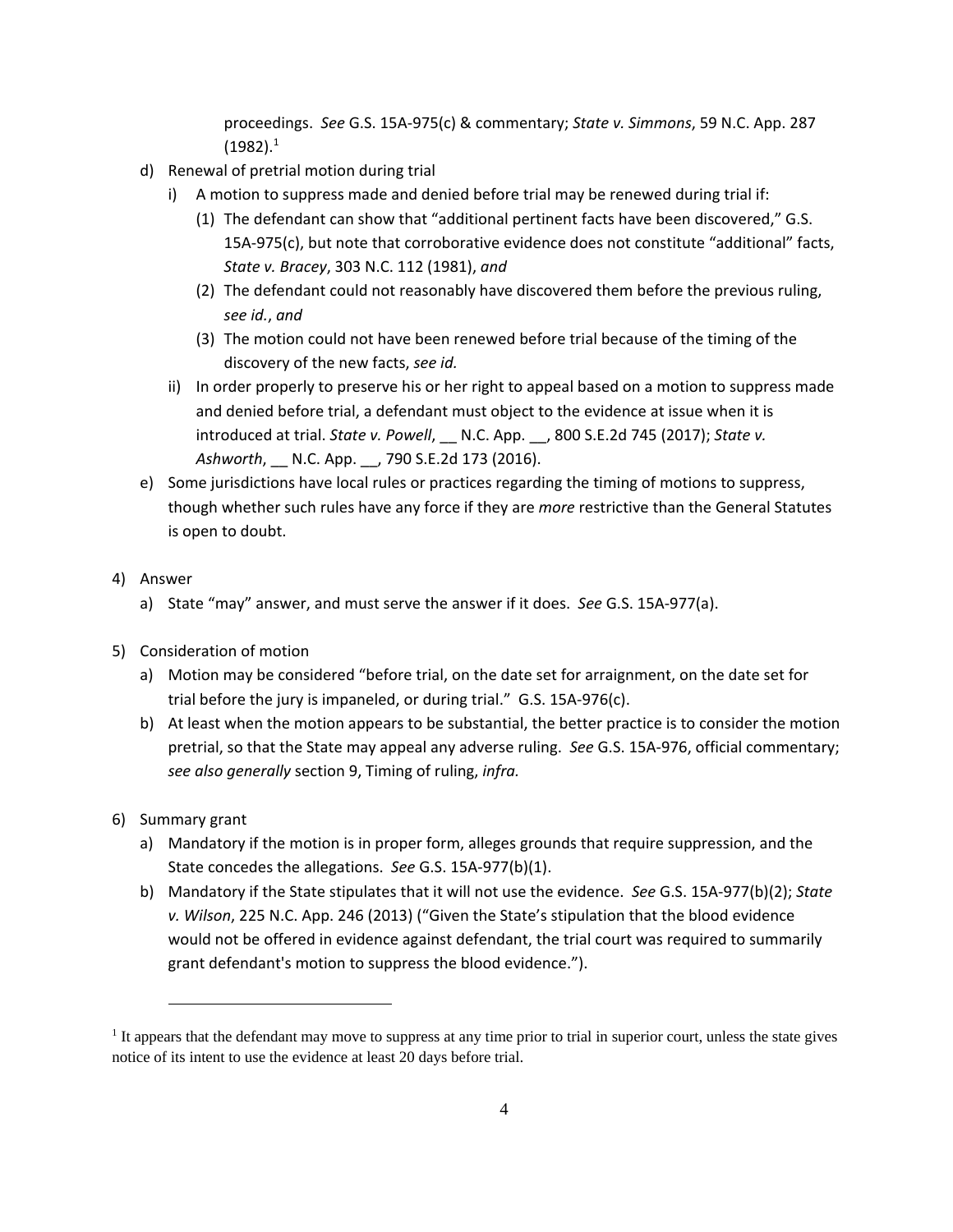proceedings. *See* G.S. 15A-975(c) & commentary; *State v. Simmons*, 59 N.C. App. 287 (1982).[1]

d) Renewal of pretrial motion during trial
   i) A motion to suppress made and denied before trial may be renewed during trial if:
      (1) The defendant can show that "additional pertinent facts have been discovered," G.S. 15A-975(c), but note that corroborative evidence does not constitute "additional" facts, *State v. Bracey*, 303 N.C. 112 (1981), *and*
      (2) The defendant could not reasonably have discovered them before the previous ruling, *see id.*, *and*
      (3) The motion could not have been renewed before trial because of the timing of the discovery of the new facts, *see id.*
   ii) In order properly to preserve his or her right to appeal based on a motion to suppress made and denied before trial, a defendant must object to the evidence at issue when it is introduced at trial. *State v. Powell*, __ N.C. App. __, 800 S.E.2d 745 (2017); *State v. Ashworth*, __ N.C. App. __, 790 S.E.2d 173 (2016).

e) Some jurisdictions have local rules or practices regarding the timing of motions to suppress, though whether such rules have any force if they are *more* restrictive than the General Statutes is open to doubt.

4) Answer
   a) State "may" answer, and must serve the answer if it does. *See* G.S. 15A-977(a).

5) Consideration of motion
   a) Motion may be considered "before trial, on the date set for arraignment, on the date set for trial before the jury is impaneled, or during trial." G.S. 15A-976(c).
   b) At least when the motion appears to be substantial, the better practice is to consider the motion pretrial, so that the State may appeal any adverse ruling. *See* G.S. 15A-976, official commentary; *see also generally* section 9, Timing of ruling, *infra.*

6) Summary grant
   a) Mandatory if the motion is in proper form, alleges grounds that require suppression, and the State concedes the allegations. *See* G.S. 15A-977(b)(1).
   b) Mandatory if the State stipulates that it will not use the evidence. *See* G.S. 15A-977(b)(2); *State v. Wilson*, 225 N.C. App. 246 (2013) ("Given the State's stipulation that the blood evidence would not be offered in evidence against defendant, the trial court was required to summarily grant defendant's motion to suppress the blood evidence.").

[1] It appears that the defendant may move to suppress at any time prior to trial in superior court, unless the state gives notice of its intent to use the evidence at least 20 days before trial.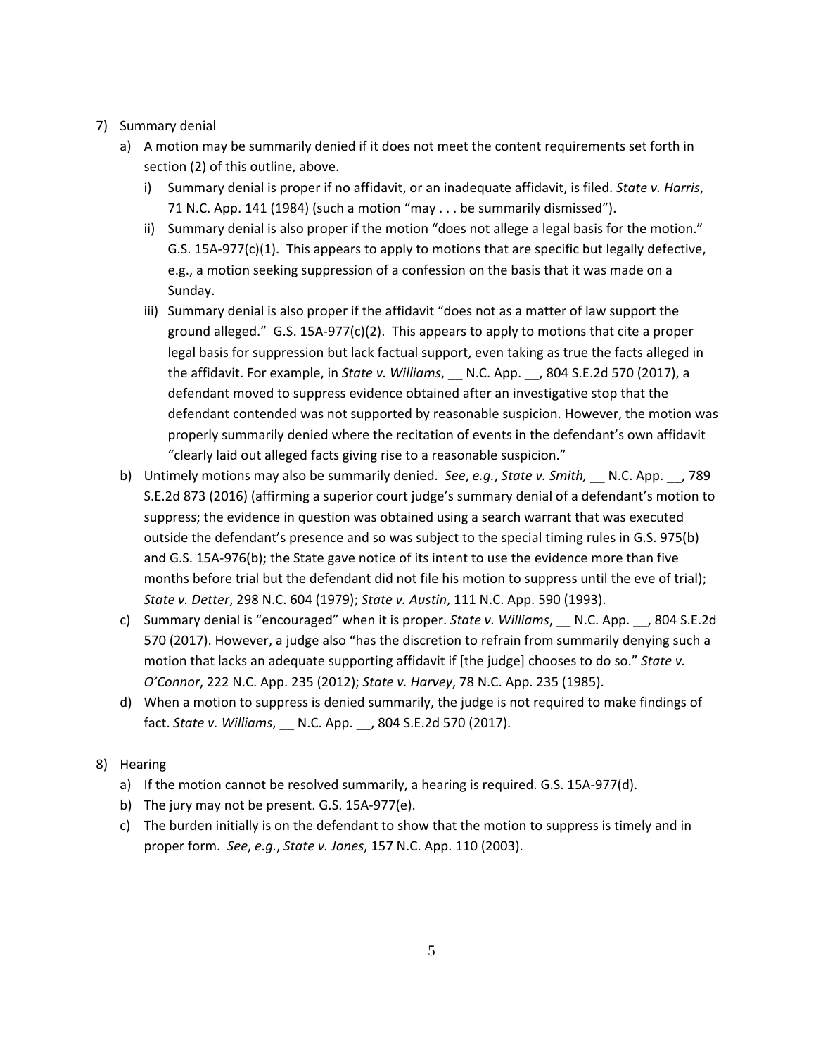7) Summary denial
   a) A motion may be summarily denied if it does not meet the content requirements set forth in section (2) of this outline, above.
      i) Summary denial is proper if no affidavit, or an inadequate affidavit, is filed. *State v. Harris*, 71 N.C. App. 141 (1984) (such a motion "may . . . be summarily dismissed").
      ii) Summary denial is also proper if the motion "does not allege a legal basis for the motion." G.S. 15A-977(c)(1). This appears to apply to motions that are specific but legally defective, e.g., a motion seeking suppression of a confession on the basis that it was made on a Sunday.
      iii) Summary denial is also proper if the affidavit "does not as a matter of law support the ground alleged." G.S. 15A-977(c)(2). This appears to apply to motions that cite a proper legal basis for suppression but lack factual support, even taking as true the facts alleged in the affidavit. For example, in *State v. Williams*, __ N.C. App. __, 804 S.E.2d 570 (2017), a defendant moved to suppress evidence obtained after an investigative stop that the defendant contended was not supported by reasonable suspicion. However, the motion was properly summarily denied where the recitation of events in the defendant's own affidavit "clearly laid out alleged facts giving rise to a reasonable suspicion."
   b) Untimely motions may also be summarily denied. *See*, *e.g.*, *State v. Smith,* __ N.C. App. __, 789 S.E.2d 873 (2016) (affirming a superior court judge's summary denial of a defendant's motion to suppress; the evidence in question was obtained using a search warrant that was executed outside the defendant's presence and so was subject to the special timing rules in G.S. 975(b) and G.S. 15A-976(b); the State gave notice of its intent to use the evidence more than five months before trial but the defendant did not file his motion to suppress until the eve of trial); *State v. Detter*, 298 N.C. 604 (1979); *State v. Austin*, 111 N.C. App. 590 (1993).
   c) Summary denial is "encouraged" when it is proper. *State v. Williams*, __ N.C. App. __, 804 S.E.2d 570 (2017). However, a judge also "has the discretion to refrain from summarily denying such a motion that lacks an adequate supporting affidavit if [the judge] chooses to do so." *State v. O'Connor*, 222 N.C. App. 235 (2012); *State v. Harvey*, 78 N.C. App. 235 (1985).
   d) When a motion to suppress is denied summarily, the judge is not required to make findings of fact. *State v. Williams*, __ N.C. App. __, 804 S.E.2d 570 (2017).

8) Hearing
   a) If the motion cannot be resolved summarily, a hearing is required. G.S. 15A-977(d).
   b) The jury may not be present. G.S. 15A-977(e).
   c) The burden initially is on the defendant to show that the motion to suppress is timely and in proper form. *See*, *e.g.*, *State v. Jones*, 157 N.C. App. 110 (2003).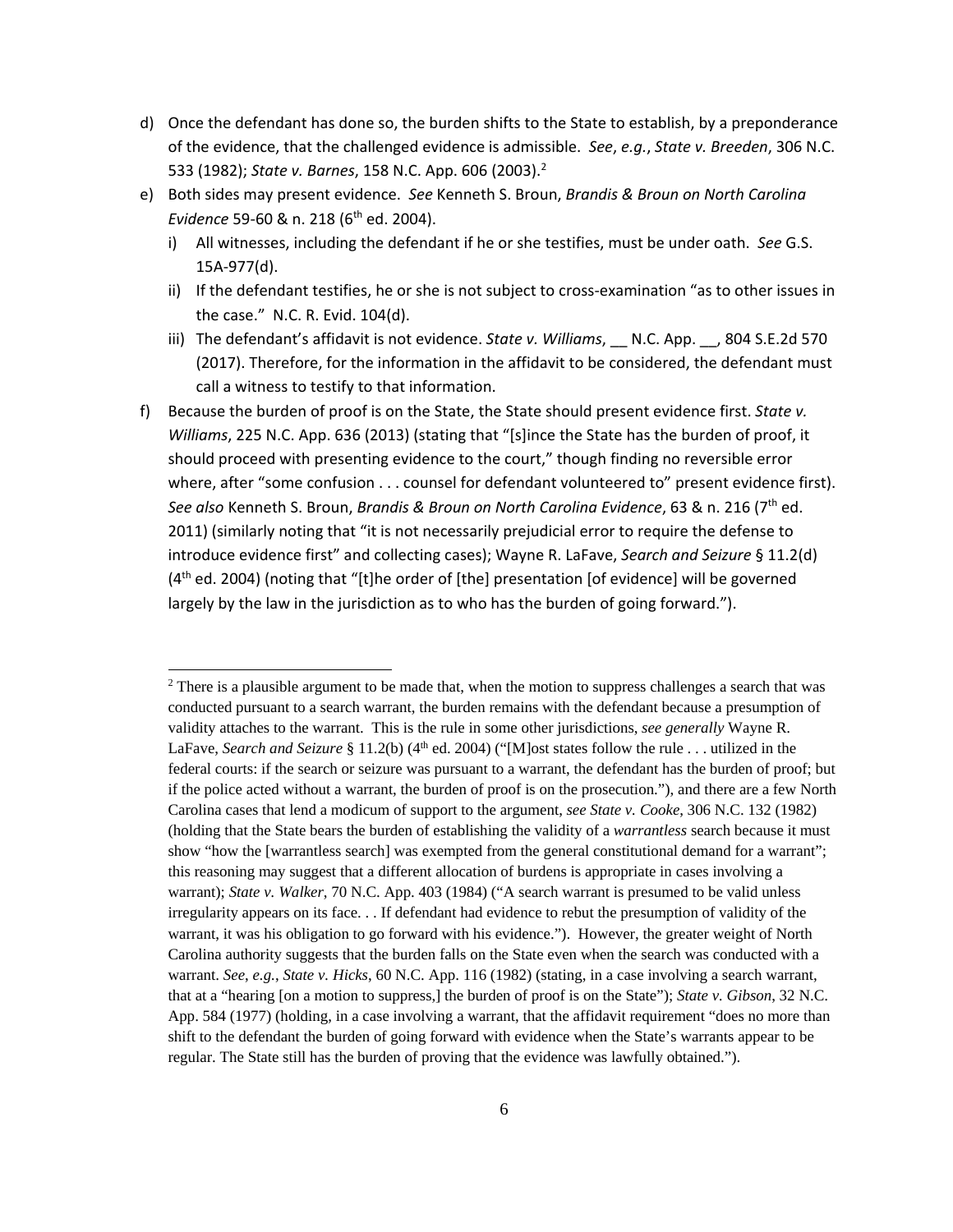d) Once the defendant has done so, the burden shifts to the State to establish, by a preponderance of the evidence, that the challenged evidence is admissible. *See*, *e.g.*, *State v. Breeden*, 306 N.C. 533 (1982); *State v. Barnes*, 158 N.C. App. 606 (2003).[2]

e) Both sides may present evidence. *See* Kenneth S. Broun, *Brandis & Broun on North Carolina Evidence* 59-60 & n. 218 (6th ed. 2004).

   i) All witnesses, including the defendant if he or she testifies, must be under oath. *See* G.S. 15A-977(d).

   ii) If the defendant testifies, he or she is not subject to cross-examination "as to other issues in the case." N.C. R. Evid. 104(d).

   iii) The defendant's affidavit is not evidence. *State v. Williams*, __ N.C. App. __, 804 S.E.2d 570 (2017). Therefore, for the information in the affidavit to be considered, the defendant must call a witness to testify to that information.

f) Because the burden of proof is on the State, the State should present evidence first. *State v. Williams*, 225 N.C. App. 636 (2013) (stating that "[s]ince the State has the burden of proof, it should proceed with presenting evidence to the court," though finding no reversible error where, after "some confusion . . . counsel for defendant volunteered to" present evidence first). *See also* Kenneth S. Broun, *Brandis & Broun on North Carolina Evidence*, 63 & n. 216 (7th ed. 2011) (similarly noting that "it is not necessarily prejudicial error to require the defense to introduce evidence first" and collecting cases); Wayne R. LaFave, *Search and Seizure* § 11.2(d) (4th ed. 2004) (noting that "[t]he order of [the] presentation [of evidence] will be governed largely by the law in the jurisdiction as to who has the burden of going forward.").

---

[2] There is a plausible argument to be made that, when the motion to suppress challenges a search that was conducted pursuant to a search warrant, the burden remains with the defendant because a presumption of validity attaches to the warrant. This is the rule in some other jurisdictions, *see generally* Wayne R. LaFave, *Search and Seizure* § 11.2(b) (4th ed. 2004) ("[M]ost states follow the rule . . . utilized in the federal courts: if the search or seizure was pursuant to a warrant, the defendant has the burden of proof; but if the police acted without a warrant, the burden of proof is on the prosecution."), and there are a few North Carolina cases that lend a modicum of support to the argument, *see State v. Cooke*, 306 N.C. 132 (1982) (holding that the State bears the burden of establishing the validity of a *warrantless* search because it must show "how the [warrantless search] was exempted from the general constitutional demand for a warrant"; this reasoning may suggest that a different allocation of burdens is appropriate in cases involving a warrant); *State v. Walker*, 70 N.C. App. 403 (1984) ("A search warrant is presumed to be valid unless irregularity appears on its face. . . If defendant had evidence to rebut the presumption of validity of the warrant, it was his obligation to go forward with his evidence."). However, the greater weight of North Carolina authority suggests that the burden falls on the State even when the search was conducted with a warrant. *See*, *e.g.*, *State v. Hicks*, 60 N.C. App. 116 (1982) (stating, in a case involving a search warrant, that at a "hearing [on a motion to suppress,] the burden of proof is on the State"); *State v. Gibson*, 32 N.C. App. 584 (1977) (holding, in a case involving a warrant, that the affidavit requirement "does no more than shift to the defendant the burden of going forward with evidence when the State's warrants appear to be regular. The State still has the burden of proving that the evidence was lawfully obtained.").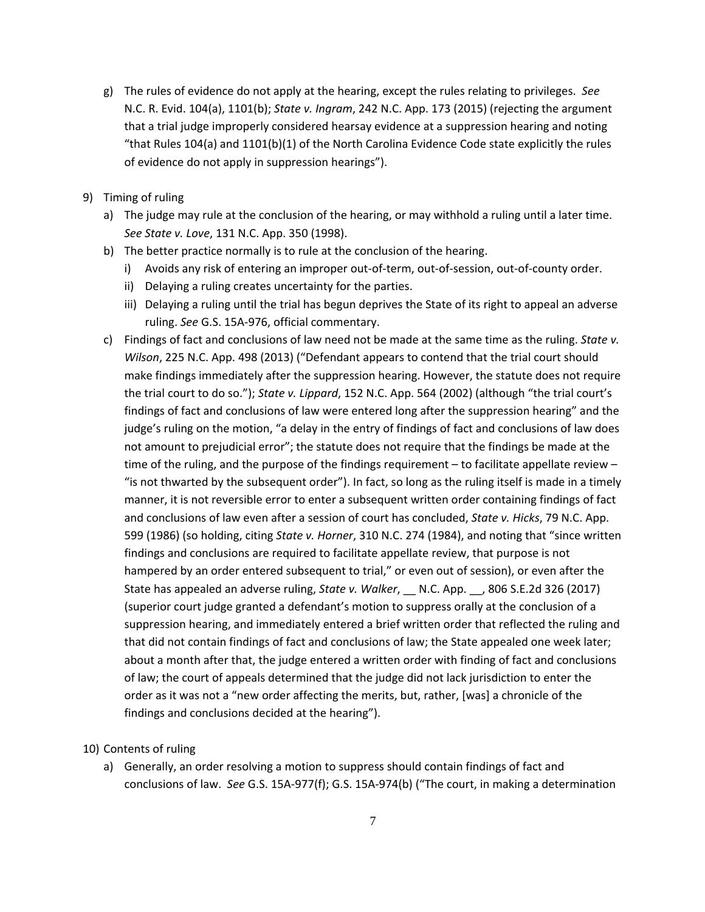g) The rules of evidence do not apply at the hearing, except the rules relating to privileges. *See* N.C. R. Evid. 104(a), 1101(b); *State v. Ingram*, 242 N.C. App. 173 (2015) (rejecting the argument that a trial judge improperly considered hearsay evidence at a suppression hearing and noting "that Rules 104(a) and 1101(b)(1) of the North Carolina Evidence Code state explicitly the rules of evidence do not apply in suppression hearings").

9) Timing of ruling
   a) The judge may rule at the conclusion of the hearing, or may withhold a ruling until a later time. *See State v. Love*, 131 N.C. App. 350 (1998).
   b) The better practice normally is to rule at the conclusion of the hearing.
      i) Avoids any risk of entering an improper out-of-term, out-of-session, out-of-county order.
      ii) Delaying a ruling creates uncertainty for the parties.
      iii) Delaying a ruling until the trial has begun deprives the State of its right to appeal an adverse ruling. *See* G.S. 15A-976, official commentary.
   c) Findings of fact and conclusions of law need not be made at the same time as the ruling. *State v. Wilson*, 225 N.C. App. 498 (2013) ("Defendant appears to contend that the trial court should make findings immediately after the suppression hearing. However, the statute does not require the trial court to do so."); *State v. Lippard*, 152 N.C. App. 564 (2002) (although "the trial court's findings of fact and conclusions of law were entered long after the suppression hearing" and the judge's ruling on the motion, "a delay in the entry of findings of fact and conclusions of law does not amount to prejudicial error"; the statute does not require that the findings be made at the time of the ruling, and the purpose of the findings requirement – to facilitate appellate review – "is not thwarted by the subsequent order"). In fact, so long as the ruling itself is made in a timely manner, it is not reversible error to enter a subsequent written order containing findings of fact and conclusions of law even after a session of court has concluded, *State v. Hicks*, 79 N.C. App. 599 (1986) (so holding, citing *State v. Horner*, 310 N.C. 274 (1984), and noting that "since written findings and conclusions are required to facilitate appellate review, that purpose is not hampered by an order entered subsequent to trial," or even out of session), or even after the State has appealed an adverse ruling, *State v. Walker*, __ N.C. App. __, 806 S.E.2d 326 (2017) (superior court judge granted a defendant's motion to suppress orally at the conclusion of a suppression hearing, and immediately entered a brief written order that reflected the ruling and that did not contain findings of fact and conclusions of law; the State appealed one week later; about a month after that, the judge entered a written order with finding of fact and conclusions of law; the court of appeals determined that the judge did not lack jurisdiction to enter the order as it was not a "new order affecting the merits, but, rather, [was] a chronicle of the findings and conclusions decided at the hearing").

10) Contents of ruling
   a) Generally, an order resolving a motion to suppress should contain findings of fact and conclusions of law. *See* G.S. 15A-977(f); G.S. 15A-974(b) ("The court, in making a determination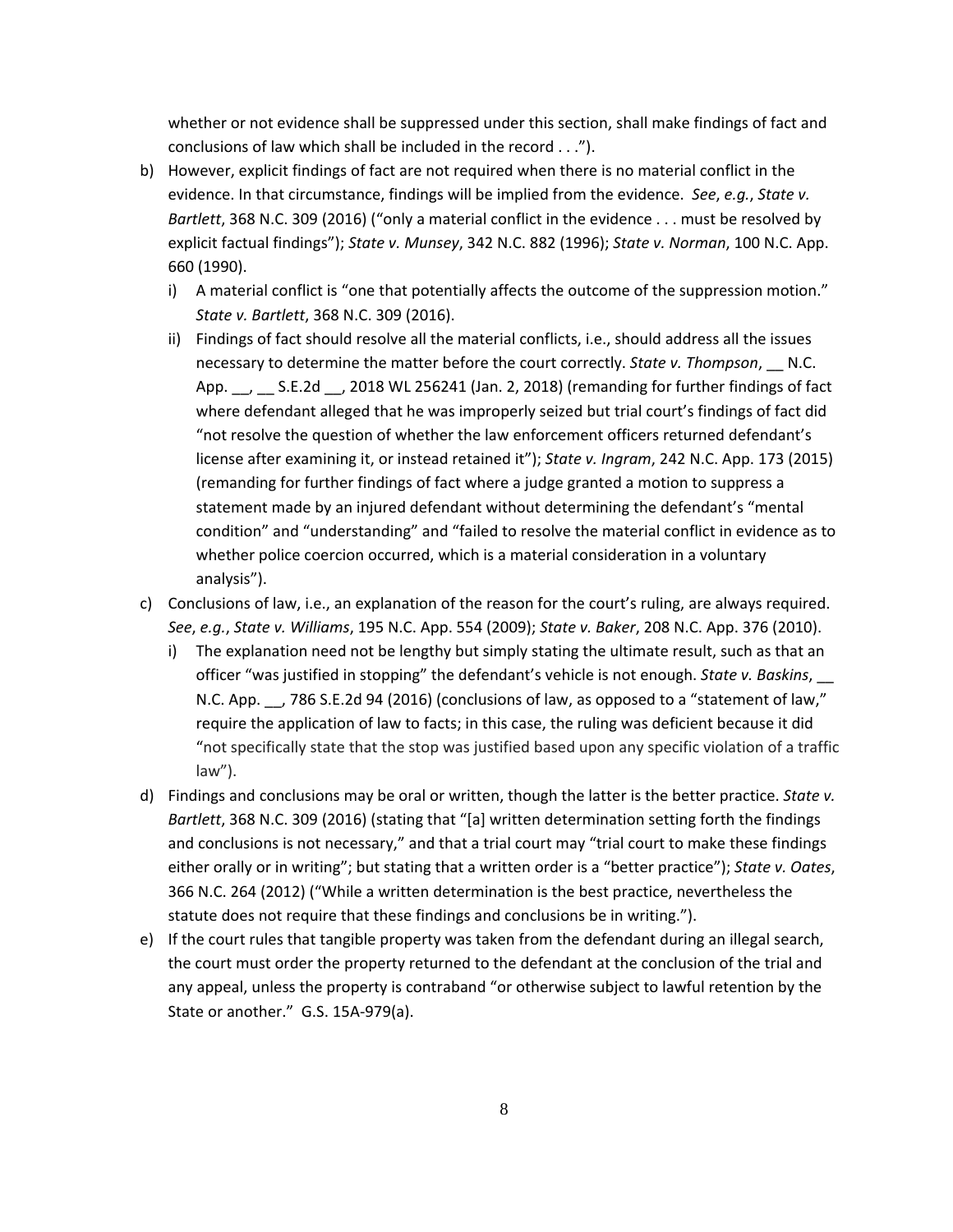whether or not evidence shall be suppressed under this section, shall make findings of fact and conclusions of law which shall be included in the record . . .").

b) However, explicit findings of fact are not required when there is no material conflict in the evidence. In that circumstance, findings will be implied from the evidence. *See*, *e.g.*, *State v. Bartlett*, 368 N.C. 309 (2016) ("only a material conflict in the evidence . . . must be resolved by explicit factual findings"); *State v. Munsey*, 342 N.C. 882 (1996); *State v. Norman*, 100 N.C. App. 660 (1990).
   i) A material conflict is "one that potentially affects the outcome of the suppression motion." *State v. Bartlett*, 368 N.C. 309 (2016).
   ii) Findings of fact should resolve all the material conflicts, i.e., should address all the issues necessary to determine the matter before the court correctly. *State v. Thompson*, __ N.C. App. __, __ S.E.2d __, 2018 WL 256241 (Jan. 2, 2018) (remanding for further findings of fact where defendant alleged that he was improperly seized but trial court's findings of fact did "not resolve the question of whether the law enforcement officers returned defendant's license after examining it, or instead retained it"); *State v. Ingram*, 242 N.C. App. 173 (2015) (remanding for further findings of fact where a judge granted a motion to suppress a statement made by an injured defendant without determining the defendant's "mental condition" and "understanding" and "failed to resolve the material conflict in evidence as to whether police coercion occurred, which is a material consideration in a voluntary analysis").

c) Conclusions of law, i.e., an explanation of the reason for the court's ruling, are always required. *See*, *e.g.*, *State v. Williams*, 195 N.C. App. 554 (2009); *State v. Baker*, 208 N.C. App. 376 (2010).
   i) The explanation need not be lengthy but simply stating the ultimate result, such as that an officer "was justified in stopping" the defendant's vehicle is not enough. *State v. Baskins*, __ N.C. App. __, 786 S.E.2d 94 (2016) (conclusions of law, as opposed to a "statement of law," require the application of law to facts; in this case, the ruling was deficient because it did "not specifically state that the stop was justified based upon any specific violation of a traffic law").

d) Findings and conclusions may be oral or written, though the latter is the better practice. *State v. Bartlett*, 368 N.C. 309 (2016) (stating that "[a] written determination setting forth the findings and conclusions is not necessary," and that a trial court may "trial court to make these findings either orally or in writing"; but stating that a written order is a "better practice"); *State v. Oates*, 366 N.C. 264 (2012) ("While a written determination is the best practice, nevertheless the statute does not require that these findings and conclusions be in writing.").

e) If the court rules that tangible property was taken from the defendant during an illegal search, the court must order the property returned to the defendant at the conclusion of the trial and any appeal, unless the property is contraband "or otherwise subject to lawful retention by the State or another." G.S. 15A-979(a).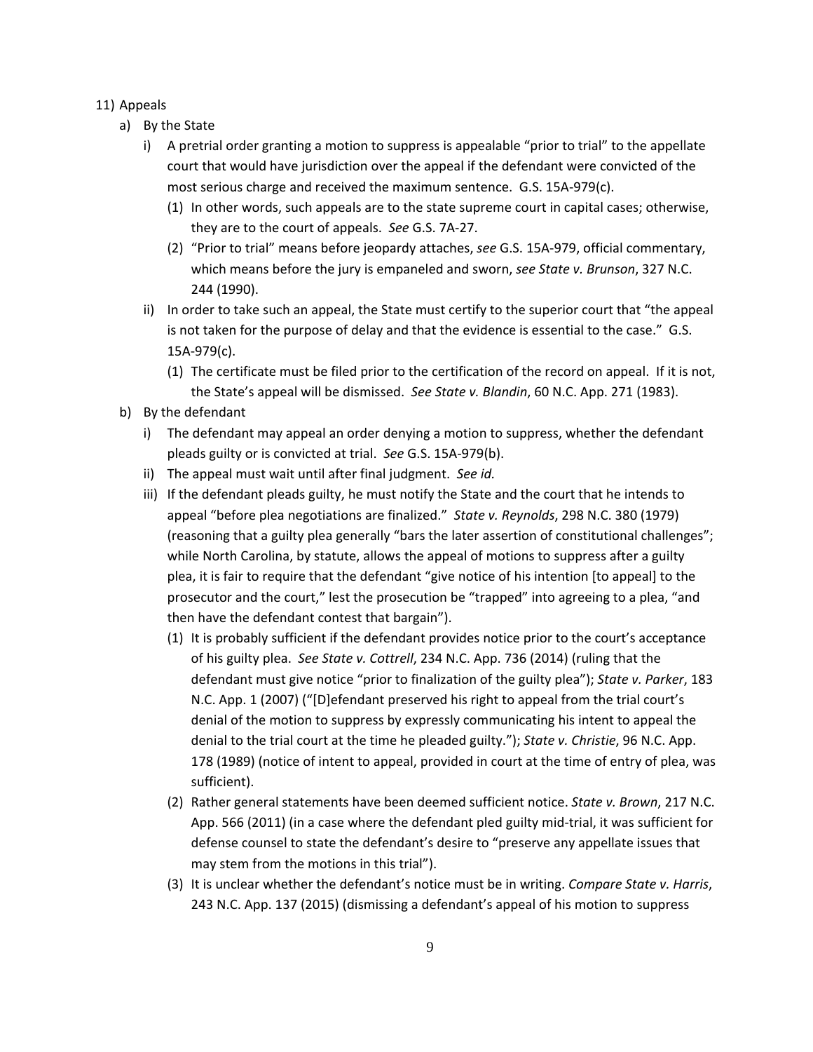11) Appeals

a) By the State

i) A pretrial order granting a motion to suppress is appealable "prior to trial" to the appellate court that would have jurisdiction over the appeal if the defendant were convicted of the most serious charge and received the maximum sentence. G.S. 15A-979(c).

(1) In other words, such appeals are to the state supreme court in capital cases; otherwise, they are to the court of appeals. *See* G.S. 7A-27.

(2) "Prior to trial" means before jeopardy attaches, *see* G.S. 15A-979, official commentary, which means before the jury is empaneled and sworn, *see State v. Brunson*, 327 N.C. 244 (1990).

ii) In order to take such an appeal, the State must certify to the superior court that "the appeal is not taken for the purpose of delay and that the evidence is essential to the case." G.S. 15A-979(c).

(1) The certificate must be filed prior to the certification of the record on appeal. If it is not, the State's appeal will be dismissed. *See State v. Blandin*, 60 N.C. App. 271 (1983).

b) By the defendant

i) The defendant may appeal an order denying a motion to suppress, whether the defendant pleads guilty or is convicted at trial. *See* G.S. 15A-979(b).

ii) The appeal must wait until after final judgment. *See id.*

iii) If the defendant pleads guilty, he must notify the State and the court that he intends to appeal "before plea negotiations are finalized." *State v. Reynolds*, 298 N.C. 380 (1979) (reasoning that a guilty plea generally "bars the later assertion of constitutional challenges"; while North Carolina, by statute, allows the appeal of motions to suppress after a guilty plea, it is fair to require that the defendant "give notice of his intention [to appeal] to the prosecutor and the court," lest the prosecution be "trapped" into agreeing to a plea, "and then have the defendant contest that bargain").

(1) It is probably sufficient if the defendant provides notice prior to the court's acceptance of his guilty plea. *See State v. Cottrell*, 234 N.C. App. 736 (2014) (ruling that the defendant must give notice "prior to finalization of the guilty plea"); *State v. Parker*, 183 N.C. App. 1 (2007) ("[D]efendant preserved his right to appeal from the trial court's denial of the motion to suppress by expressly communicating his intent to appeal the denial to the trial court at the time he pleaded guilty."); *State v. Christie*, 96 N.C. App. 178 (1989) (notice of intent to appeal, provided in court at the time of entry of plea, was sufficient).

(2) Rather general statements have been deemed sufficient notice. *State v. Brown*, 217 N.C. App. 566 (2011) (in a case where the defendant pled guilty mid-trial, it was sufficient for defense counsel to state the defendant's desire to "preserve any appellate issues that may stem from the motions in this trial").

(3) It is unclear whether the defendant's notice must be in writing. *Compare State v. Harris*, 243 N.C. App. 137 (2015) (dismissing a defendant's appeal of his motion to suppress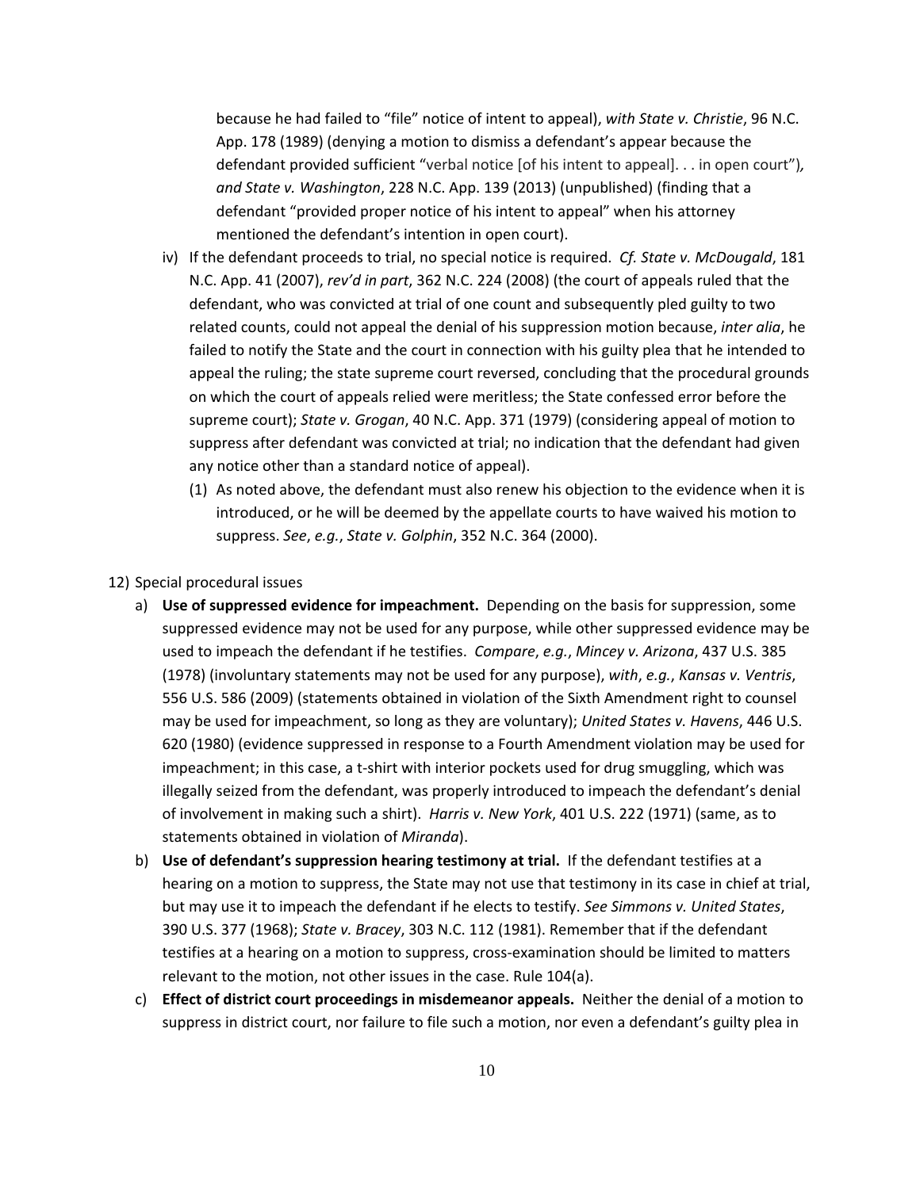because he had failed to "file" notice of intent to appeal), *with State v. Christie*, 96 N.C. App. 178 (1989) (denying a motion to dismiss a defendant's appear because the defendant provided sufficient "verbal notice [of his intent to appeal]. . . in open court")*, and State v. Washington*, 228 N.C. App. 139 (2013) (unpublished) (finding that a defendant "provided proper notice of his intent to appeal" when his attorney mentioned the defendant's intention in open court).

iv) If the defendant proceeds to trial, no special notice is required. *Cf. State v. McDougald*, 181 N.C. App. 41 (2007), *rev'd in part*, 362 N.C. 224 (2008) (the court of appeals ruled that the defendant, who was convicted at trial of one count and subsequently pled guilty to two related counts, could not appeal the denial of his suppression motion because, *inter alia*, he failed to notify the State and the court in connection with his guilty plea that he intended to appeal the ruling; the state supreme court reversed, concluding that the procedural grounds on which the court of appeals relied were meritless; the State confessed error before the supreme court); *State v. Grogan*, 40 N.C. App. 371 (1979) (considering appeal of motion to suppress after defendant was convicted at trial; no indication that the defendant had given any notice other than a standard notice of appeal).

(1) As noted above, the defendant must also renew his objection to the evidence when it is introduced, or he will be deemed by the appellate courts to have waived his motion to suppress. *See*, *e.g.*, *State v. Golphin*, 352 N.C. 364 (2000).

12) Special procedural issues

a) **Use of suppressed evidence for impeachment.** Depending on the basis for suppression, some suppressed evidence may not be used for any purpose, while other suppressed evidence may be used to impeach the defendant if he testifies. *Compare*, *e.g.*, *Mincey v. Arizona*, 437 U.S. 385 (1978) (involuntary statements may not be used for any purpose), *with*, *e.g.*, *Kansas v. Ventris*, 556 U.S. 586 (2009) (statements obtained in violation of the Sixth Amendment right to counsel may be used for impeachment, so long as they are voluntary); *United States v. Havens*, 446 U.S. 620 (1980) (evidence suppressed in response to a Fourth Amendment violation may be used for impeachment; in this case, a t-shirt with interior pockets used for drug smuggling, which was illegally seized from the defendant, was properly introduced to impeach the defendant's denial of involvement in making such a shirt). *Harris v. New York*, 401 U.S. 222 (1971) (same, as to statements obtained in violation of *Miranda*).

b) **Use of defendant's suppression hearing testimony at trial.** If the defendant testifies at a hearing on a motion to suppress, the State may not use that testimony in its case in chief at trial, but may use it to impeach the defendant if he elects to testify. *See Simmons v. United States*, 390 U.S. 377 (1968); *State v. Bracey*, 303 N.C. 112 (1981). Remember that if the defendant testifies at a hearing on a motion to suppress, cross-examination should be limited to matters relevant to the motion, not other issues in the case. Rule 104(a).

c) **Effect of district court proceedings in misdemeanor appeals.** Neither the denial of a motion to suppress in district court, nor failure to file such a motion, nor even a defendant's guilty plea in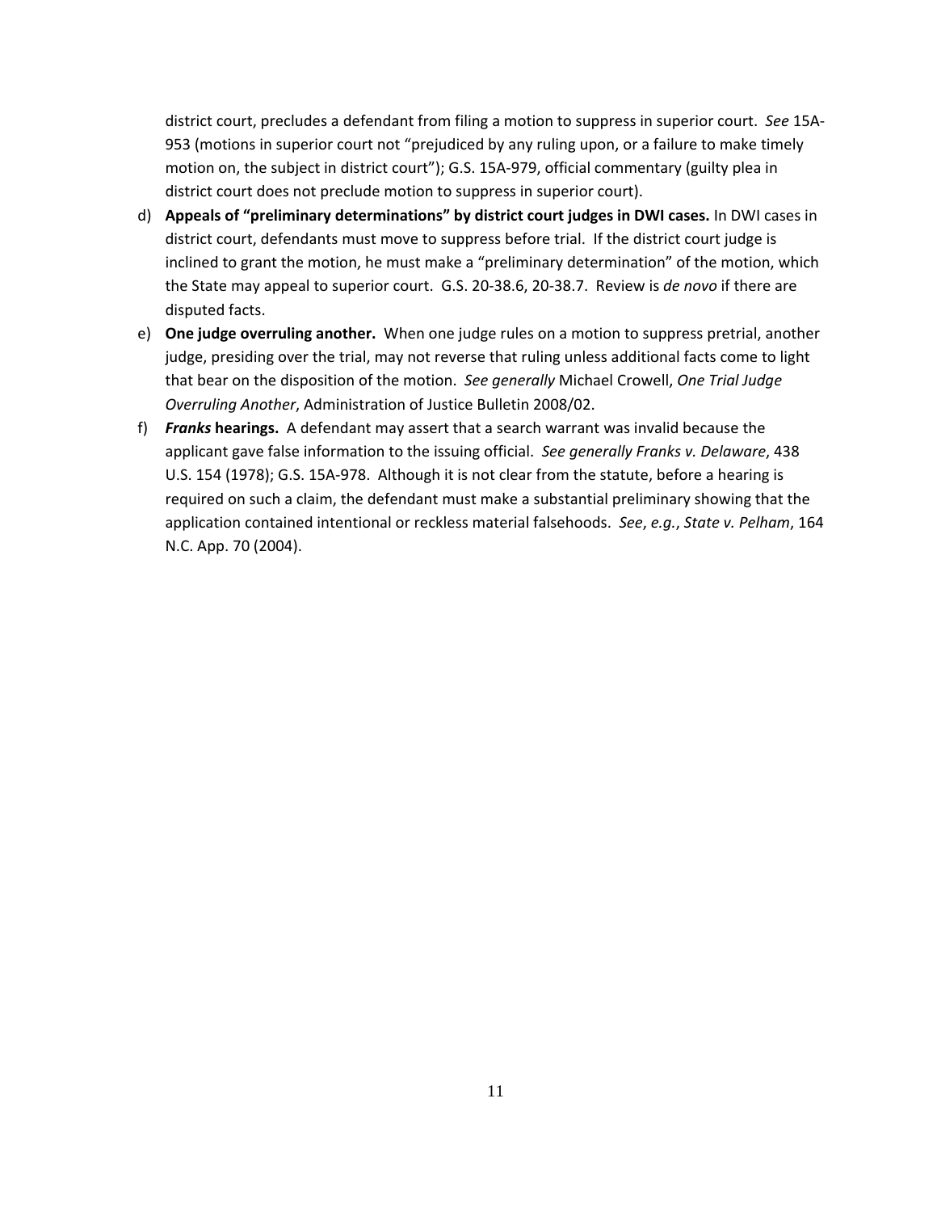district court, precludes a defendant from filing a motion to suppress in superior court. *See* 15A-953 (motions in superior court not "prejudiced by any ruling upon, or a failure to make timely motion on, the subject in district court"); G.S. 15A-979, official commentary (guilty plea in district court does not preclude motion to suppress in superior court).

d) **Appeals of "preliminary determinations" by district court judges in DWI cases.** In DWI cases in district court, defendants must move to suppress before trial. If the district court judge is inclined to grant the motion, he must make a "preliminary determination" of the motion, which the State may appeal to superior court. G.S. 20-38.6, 20-38.7. Review is *de novo* if there are disputed facts.

e) **One judge overruling another.** When one judge rules on a motion to suppress pretrial, another judge, presiding over the trial, may not reverse that ruling unless additional facts come to light that bear on the disposition of the motion. *See generally* Michael Crowell, *One Trial Judge Overruling Another*, Administration of Justice Bulletin 2008/02.

f) ***Franks* hearings.** A defendant may assert that a search warrant was invalid because the applicant gave false information to the issuing official. *See generally Franks v. Delaware*, 438 U.S. 154 (1978); G.S. 15A-978. Although it is not clear from the statute, before a hearing is required on such a claim, the defendant must make a substantial preliminary showing that the application contained intentional or reckless material falsehoods. *See*, *e.g.*, *State v. Pelham*, 164 N.C. App. 70 (2004).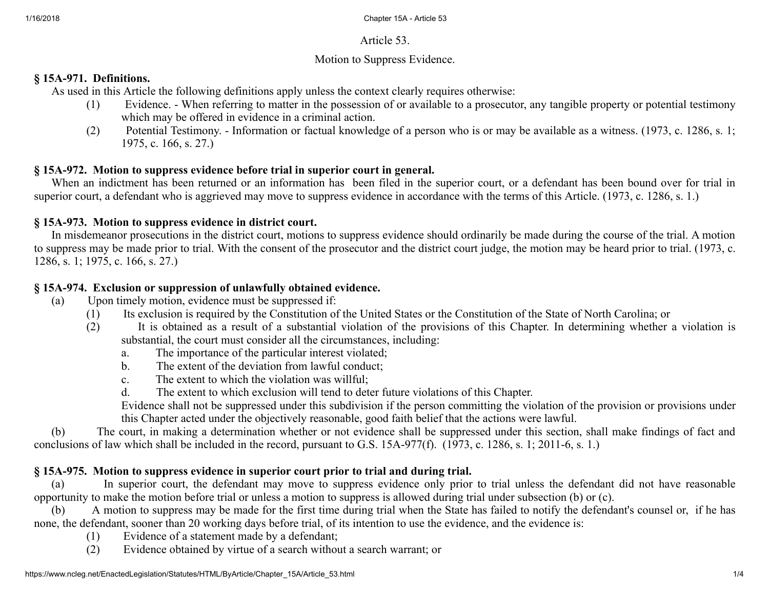Article 53.

Motion to Suppress Evidence.

**§ 15A-971. Definitions.**

As used in this Article the following definitions apply unless the context clearly requires otherwise:

(1) Evidence. - When referring to matter in the possession of or available to a prosecutor, any tangible property or potential testimony which may be offered in evidence in a criminal action.

(2) Potential Testimony. - Information or factual knowledge of a person who is or may be available as a witness. (1973, c. 1286, s. 1; 1975, c. 166, s. 27.)

**§ 15A-972. Motion to suppress evidence before trial in superior court in general.**

When an indictment has been returned or an information has been filed in the superior court, or a defendant has been bound over for trial in superior court, a defendant who is aggrieved may move to suppress evidence in accordance with the terms of this Article. (1973, c. 1286, s. 1.)

**§ 15A-973. Motion to suppress evidence in district court.**

In misdemeanor prosecutions in the district court, motions to suppress evidence should ordinarily be made during the course of the trial. A motion to suppress may be made prior to trial. With the consent of the prosecutor and the district court judge, the motion may be heard prior to trial. (1973, c. 1286, s. 1; 1975, c. 166, s. 27.)

**§ 15A-974. Exclusion or suppression of unlawfully obtained evidence.**

(a) Upon timely motion, evidence must be suppressed if:

(1) Its exclusion is required by the Constitution of the United States or the Constitution of the State of North Carolina; or

(2) It is obtained as a result of a substantial violation of the provisions of this Chapter. In determining whether a violation is substantial, the court must consider all the circumstances, including:

a. The importance of the particular interest violated;

b. The extent of the deviation from lawful conduct;

c. The extent to which the violation was willful;

d. The extent to which exclusion will tend to deter future violations of this Chapter.

Evidence shall not be suppressed under this subdivision if the person committing the violation of the provision or provisions under this Chapter acted under the objectively reasonable, good faith belief that the actions were lawful.

(b) The court, in making a determination whether or not evidence shall be suppressed under this section, shall make findings of fact and conclusions of law which shall be included in the record, pursuant to G.S. 15A-977(f). (1973, c. 1286, s. 1; 2011-6, s. 1.)

**§ 15A-975. Motion to suppress evidence in superior court prior to trial and during trial.**

(a) In superior court, the defendant may move to suppress evidence only prior to trial unless the defendant did not have reasonable opportunity to make the motion before trial or unless a motion to suppress is allowed during trial under subsection (b) or (c).

(b) A motion to suppress may be made for the first time during trial when the State has failed to notify the defendant's counsel or, if he has none, the defendant, sooner than 20 working days before trial, of its intention to use the evidence, and the evidence is:

(1) Evidence of a statement made by a defendant;

(2) Evidence obtained by virtue of a search without a search warrant; or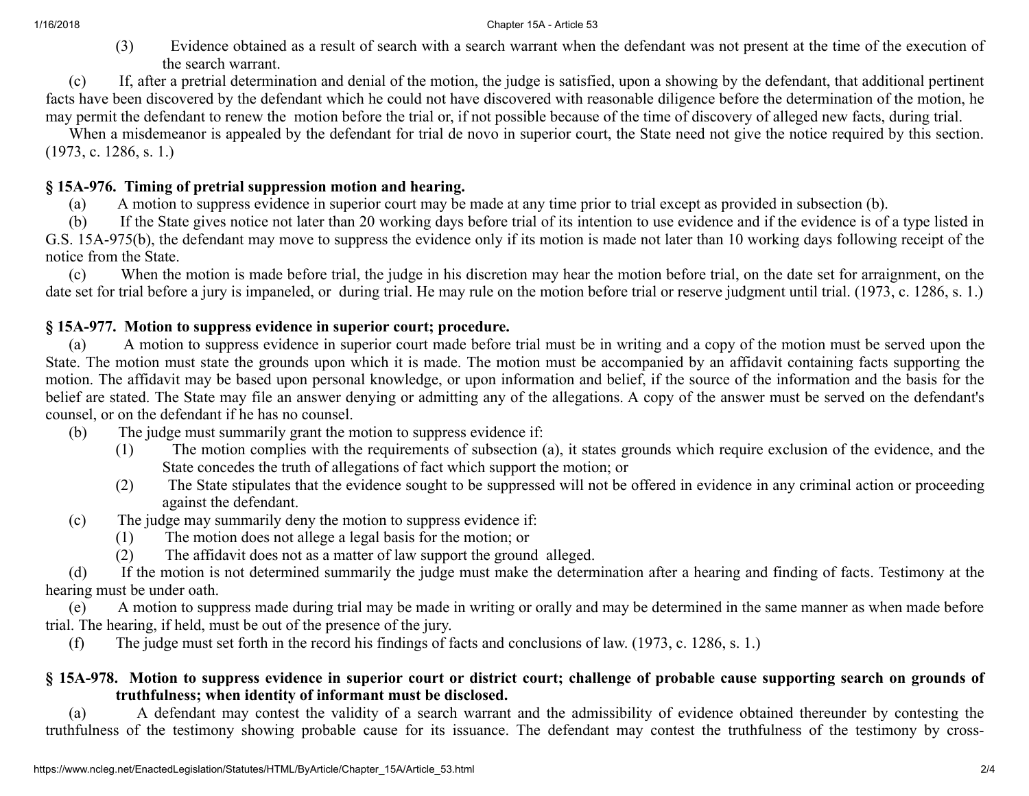(3) Evidence obtained as a result of search with a search warrant when the defendant was not present at the time of the execution of the search warrant.

(c) If, after a pretrial determination and denial of the motion, the judge is satisfied, upon a showing by the defendant, that additional pertinent facts have been discovered by the defendant which he could not have discovered with reasonable diligence before the determination of the motion, he may permit the defendant to renew the motion before the trial or, if not possible because of the time of discovery of alleged new facts, during trial.

When a misdemeanor is appealed by the defendant for trial de novo in superior court, the State need not give the notice required by this section. (1973, c. 1286, s. 1.)

### § 15A-976. Timing of pretrial suppression motion and hearing.

(a) A motion to suppress evidence in superior court may be made at any time prior to trial except as provided in subsection (b).

(b) If the State gives notice not later than 20 working days before trial of its intention to use evidence and if the evidence is of a type listed in G.S. 15A-975(b), the defendant may move to suppress the evidence only if its motion is made not later than 10 working days following receipt of the notice from the State.

(c) When the motion is made before trial, the judge in his discretion may hear the motion before trial, on the date set for arraignment, on the date set for trial before a jury is impaneled, or during trial. He may rule on the motion before trial or reserve judgment until trial. (1973, c. 1286, s. 1.)

### § 15A-977. Motion to suppress evidence in superior court; procedure.

(a) A motion to suppress evidence in superior court made before trial must be in writing and a copy of the motion must be served upon the State. The motion must state the grounds upon which it is made. The motion must be accompanied by an affidavit containing facts supporting the motion. The affidavit may be based upon personal knowledge, or upon information and belief, if the source of the information and the basis for the belief are stated. The State may file an answer denying or admitting any of the allegations. A copy of the answer must be served on the defendant's counsel, or on the defendant if he has no counsel.

(b) The judge must summarily grant the motion to suppress evidence if:

(1) The motion complies with the requirements of subsection (a), it states grounds which require exclusion of the evidence, and the State concedes the truth of allegations of fact which support the motion; or

(2) The State stipulates that the evidence sought to be suppressed will not be offered in evidence in any criminal action or proceeding against the defendant.

(c) The judge may summarily deny the motion to suppress evidence if:

(1) The motion does not allege a legal basis for the motion; or

(2) The affidavit does not as a matter of law support the ground alleged.

(d) If the motion is not determined summarily the judge must make the determination after a hearing and finding of facts. Testimony at the hearing must be under oath.

(e) A motion to suppress made during trial may be made in writing or orally and may be determined in the same manner as when made before trial. The hearing, if held, must be out of the presence of the jury.

(f) The judge must set forth in the record his findings of facts and conclusions of law. (1973, c. 1286, s. 1.)

### § 15A-978. Motion to suppress evidence in superior court or district court; challenge of probable cause supporting search on grounds of truthfulness; when identity of informant must be disclosed.

(a) A defendant may contest the validity of a search warrant and the admissibility of evidence obtained thereunder by contesting the truthfulness of the testimony showing probable cause for its issuance. The defendant may contest the truthfulness of the testimony by cross-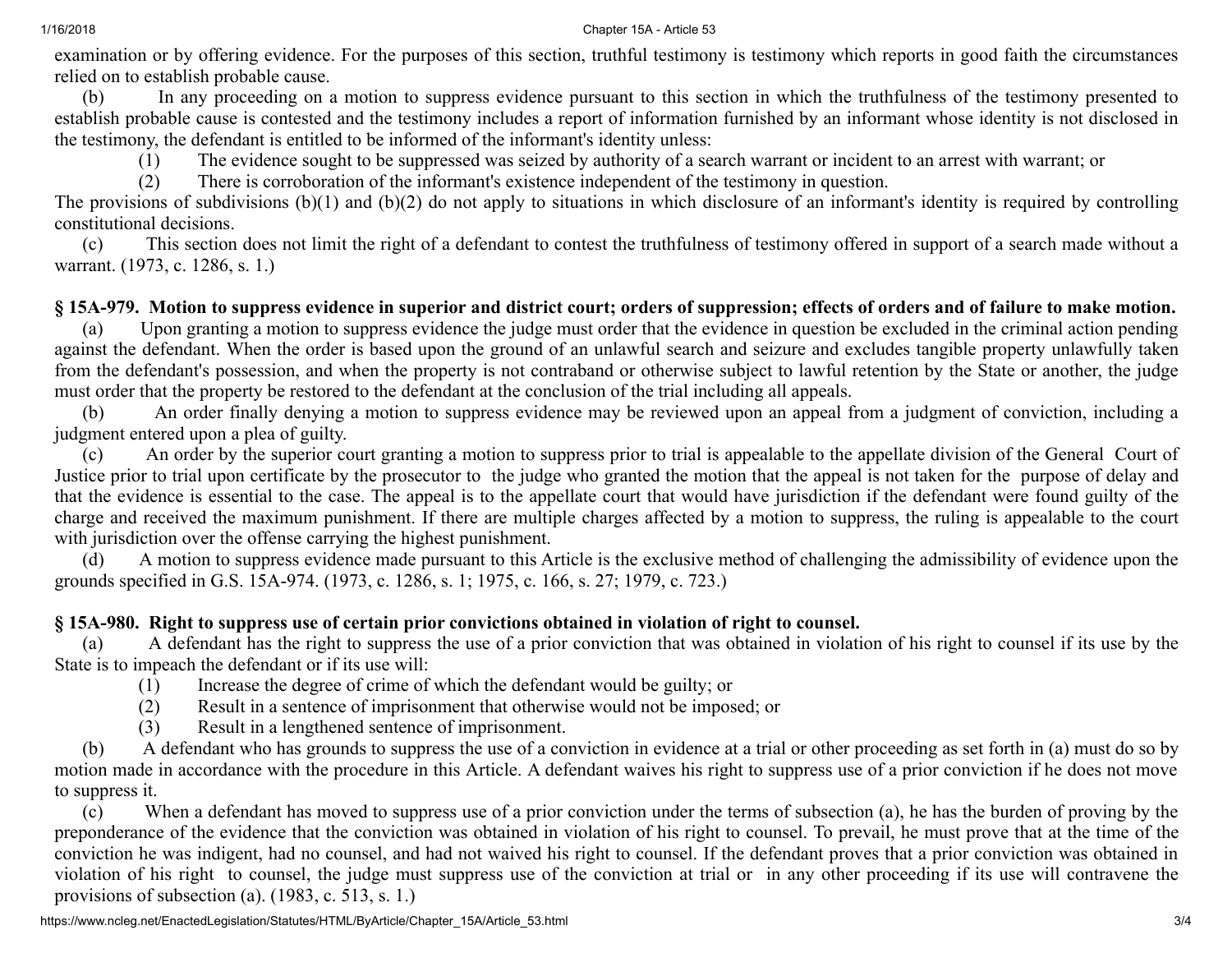examination or by offering evidence. For the purposes of this section, truthful testimony is testimony which reports in good faith the circumstances relied on to establish probable cause.

(b) In any proceeding on a motion to suppress evidence pursuant to this section in which the truthfulness of the testimony presented to establish probable cause is contested and the testimony includes a report of information furnished by an informant whose identity is not disclosed in the testimony, the defendant is entitled to be informed of the informant's identity unless:

(1) The evidence sought to be suppressed was seized by authority of a search warrant or incident to an arrest with warrant; or

(2) There is corroboration of the informant's existence independent of the testimony in question.

The provisions of subdivisions (b)(1) and (b)(2) do not apply to situations in which disclosure of an informant's identity is required by controlling constitutional decisions.

(c) This section does not limit the right of a defendant to contest the truthfulness of testimony offered in support of a search made without a warrant. (1973, c. 1286, s. 1.)

**§ 15A-979. Motion to suppress evidence in superior and district court; orders of suppression; effects of orders and of failure to make motion.**

(a) Upon granting a motion to suppress evidence the judge must order that the evidence in question be excluded in the criminal action pending against the defendant. When the order is based upon the ground of an unlawful search and seizure and excludes tangible property unlawfully taken from the defendant's possession, and when the property is not contraband or otherwise subject to lawful retention by the State or another, the judge must order that the property be restored to the defendant at the conclusion of the trial including all appeals.

(b) An order finally denying a motion to suppress evidence may be reviewed upon an appeal from a judgment of conviction, including a judgment entered upon a plea of guilty.

(c) An order by the superior court granting a motion to suppress prior to trial is appealable to the appellate division of the General Court of Justice prior to trial upon certificate by the prosecutor to the judge who granted the motion that the appeal is not taken for the purpose of delay and that the evidence is essential to the case. The appeal is to the appellate court that would have jurisdiction if the defendant were found guilty of the charge and received the maximum punishment. If there are multiple charges affected by a motion to suppress, the ruling is appealable to the court with jurisdiction over the offense carrying the highest punishment.

(d) A motion to suppress evidence made pursuant to this Article is the exclusive method of challenging the admissibility of evidence upon the grounds specified in G.S. 15A-974. (1973, c. 1286, s. 1; 1975, c. 166, s. 27; 1979, c. 723.)

**§ 15A-980. Right to suppress use of certain prior convictions obtained in violation of right to counsel.**

(a) A defendant has the right to suppress the use of a prior conviction that was obtained in violation of his right to counsel if its use by the State is to impeach the defendant or if its use will:

(1) Increase the degree of crime of which the defendant would be guilty; or

(2) Result in a sentence of imprisonment that otherwise would not be imposed; or

(3) Result in a lengthened sentence of imprisonment.

(b) A defendant who has grounds to suppress the use of a conviction in evidence at a trial or other proceeding as set forth in (a) must do so by motion made in accordance with the procedure in this Article. A defendant waives his right to suppress use of a prior conviction if he does not move to suppress it.

(c) When a defendant has moved to suppress use of a prior conviction under the terms of subsection (a), he has the burden of proving by the preponderance of the evidence that the conviction was obtained in violation of his right to counsel. To prevail, he must prove that at the time of the conviction he was indigent, had no counsel, and had not waived his right to counsel. If the defendant proves that a prior conviction was obtained in violation of his right to counsel, the judge must suppress use of the conviction at trial or in any other proceeding if its use will contravene the provisions of subsection (a). (1983, c. 513, s. 1.)